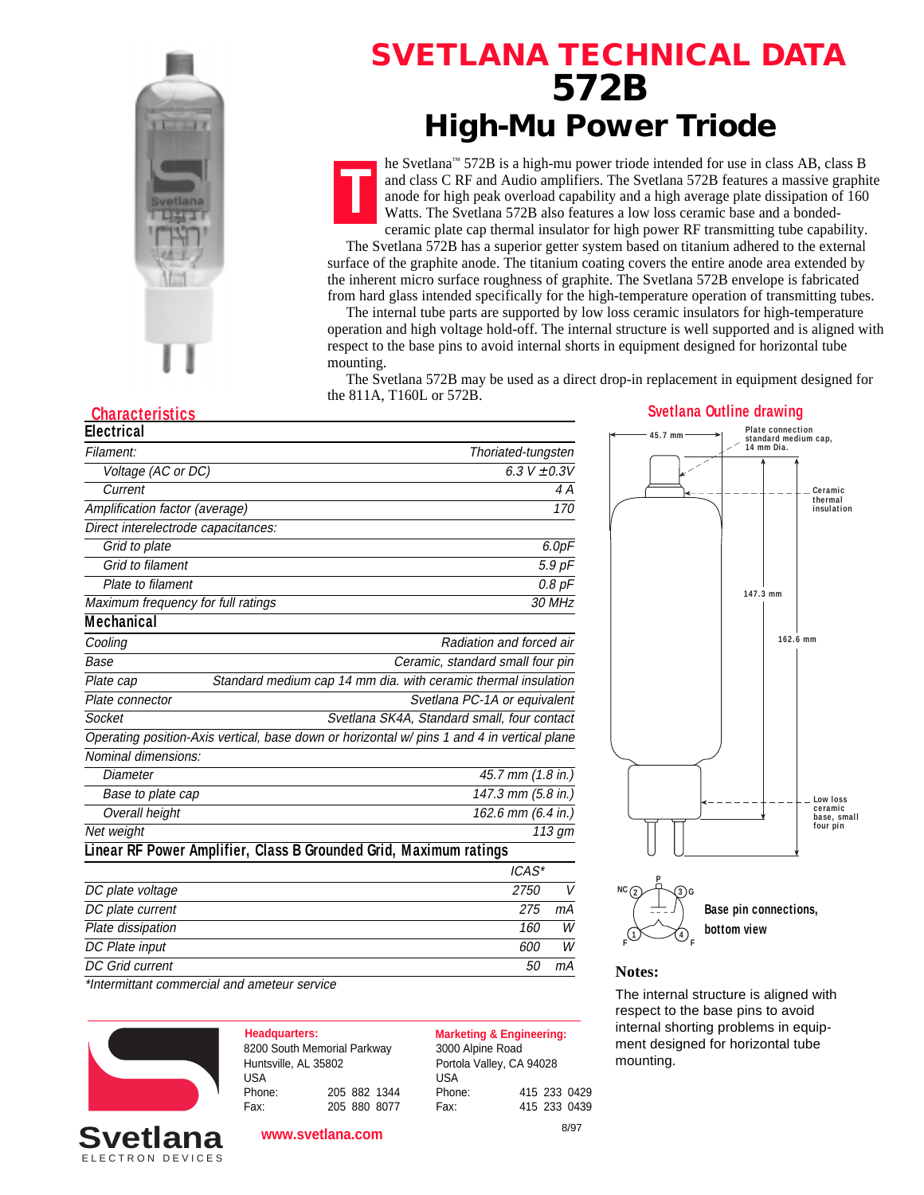# SVETLANA TECHNICAL DATA
# 572B
# High-Mu Power Triode

The Svetlana™ 572B is a high-mu power triode intended for use in class AB, class B and class C RF and Audio amplifiers. The Svetlana 572B features a massive graphite anode for high peak overload capability and a high average plate dissipation of 160 Watts. The Svetlana 572B also features a low loss ceramic base and a bonded-ceramic plate cap thermal insulator for high power RF transmitting tube capability.

The Svetlana 572B has a superior getter system based on titanium adhered to the external surface of the graphite anode. The titanium coating covers the entire anode area extended by the inherent micro surface roughness of graphite. The Svetlana 572B envelope is fabricated from hard glass intended specifically for the high-temperature operation of transmitting tubes.

The internal tube parts are supported by low loss ceramic insulators for high-temperature operation and high voltage hold-off. The internal structure is well supported and is aligned with respect to the base pins to avoid internal shorts in equipment designed for horizontal tube mounting.

The Svetlana 572B may be used as a direct drop-in replacement in equipment designed for the 811A, T160L or 572B.

## Characteristics

### Electrical

| | |
|---|---|
| Filament: | Thoriated-tungsten |
| Voltage (AC or DC) | 6.3 V ±0.3V |
| Current | 4 A |
| Amplification factor (average) | 170 |
| Direct interelectrode capacitances: | |
| Grid to plate | 6.0pF |
| Grid to filament | 5.9 pF |
| Plate to filament | 0.8 pF |
| Maximum frequency for full ratings | 30 MHz |

### Mechanical

| | |
|---|---|
| Cooling | Radiation and forced air |
| Base | Ceramic, standard small four pin |
| Plate cap | Standard medium cap 14 mm dia. with ceramic thermal insulation |
| Plate connector | Svetlana PC-1A or equivalent |
| Socket | Svetlana SK4A, Standard small, four contact |
| Operating position-Axis vertical, base down or horizontal w/ pins 1 and 4 in vertical plane | |
| Nominal dimensions: | |
| Diameter | 45.7 mm (1.8 in.) |
| Base to plate cap | 147.3 mm (5.8 in.) |
| Overall height | 162.6 mm (6.4 in.) |
| Net weight | 113 gm |

### Linear RF Power Amplifier, Class B Grounded Grid, Maximum ratings

| | ICAS* | |
|---|---|---|
| DC plate voltage | 2750 | V |
| DC plate current | 275 | mA |
| Plate dissipation | 160 | W |
| DC Plate input | 600 | W |
| DC Grid current | 50 | mA |

*Intermittant commercial and ameteur service

## Svetlana Outline drawing

45.7 mm — Plate connection standard medium cap, 14 mm Dia. — Ceramic thermal insulation — 147.3 mm — 162.6 mm — Low loss ceramic base, small four pin

Base pin connections, bottom view: 1 F, 2 NC, 3 G, 4 F, P (plate cap)

### Notes:

The internal structure is aligned with respect to the base pins to avoid internal shorting problems in equipment designed for horizontal tube mounting.

---

Svetlana ELECTRON DEVICES

**Headquarters:**
8200 South Memorial Parkway
Huntsville, AL 35802
USA
Phone: 205 882 1344
Fax: 205 880 8077

**Marketing & Engineering:**
3000 Alpine Road
Portola Valley, CA 94028
USA
Phone: 415 233 0429
Fax: 415 233 0439

www.svetlana.com

8/97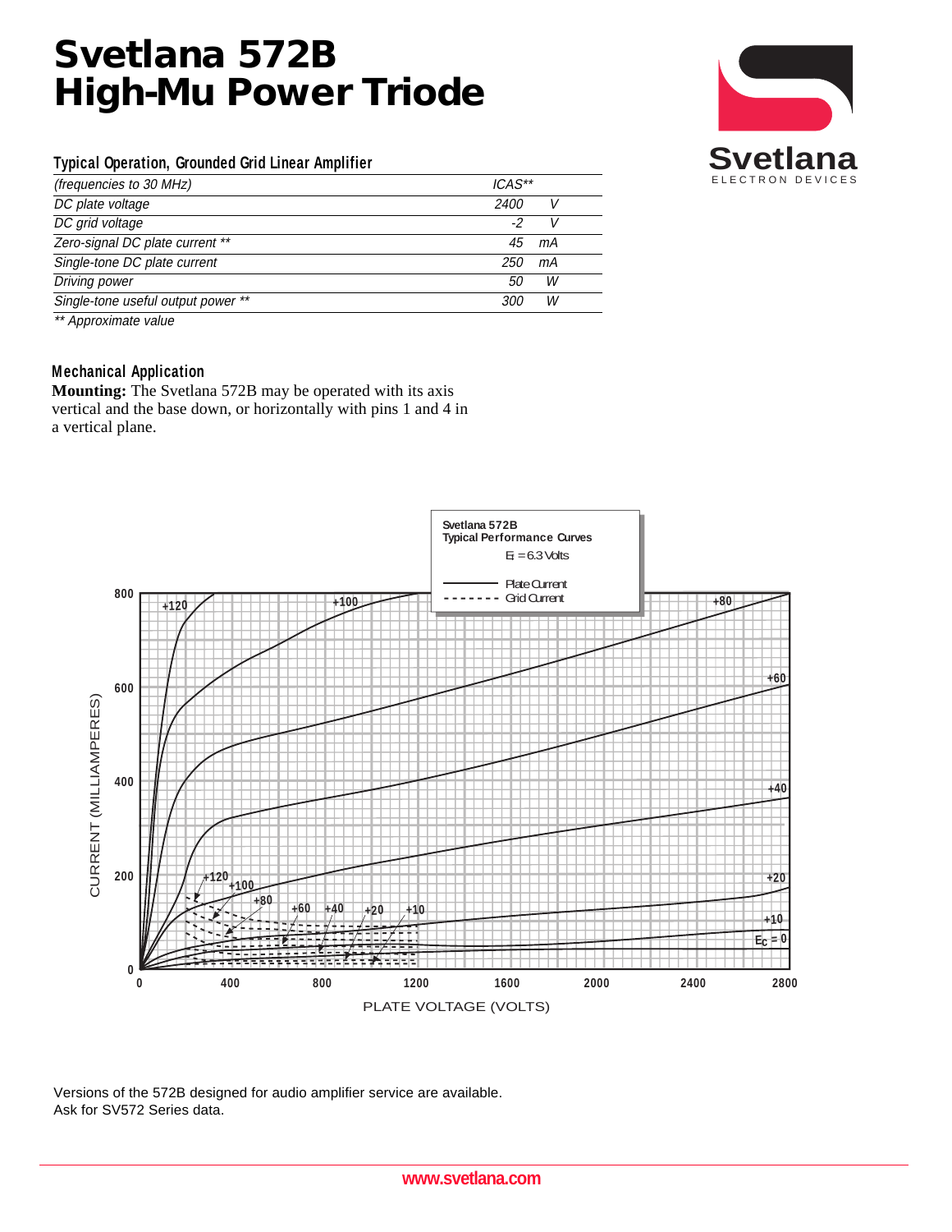# Svetlana 572B
# High-Mu Power Triode

Svetlana
ELECTRON DEVICES

### Typical Operation, Grounded Grid Linear Amplifier

| (frequencies to 30 MHz) | ICAS** | |
|---|---|---|
| DC plate voltage | 2400 | V |
| DC grid voltage | -2 | V |
| Zero-signal DC plate current ** | 45 | mA |
| Single-tone DC plate current | 250 | mA |
| Driving power | 50 | W |
| Single-tone useful output power ** | 300 | W |

** Approximate value

### Mechanical Application

**Mounting:** The Svetlana 572B may be operated with its axis vertical and the base down, or horizontally with pins 1 and 4 in a vertical plane.

Svetlana 572B
Typical Performance Curves
$E_f$ = 6.3 Volts

Plate Current
Grid Current

+120
+100
+80
+60
+40
+20
+10
$E_C$ = 0
+120
+100
+80
+60
+40
+20
+10

CURRENT (MILLIAMPERES)

0
200
400
600
800

0
400
800
1200
1600
2000
2400
2800

PLATE VOLTAGE (VOLTS)

Versions of the 572B designed for audio amplifier service are available.
Ask for SV572 Series data.

www.svetlana.com